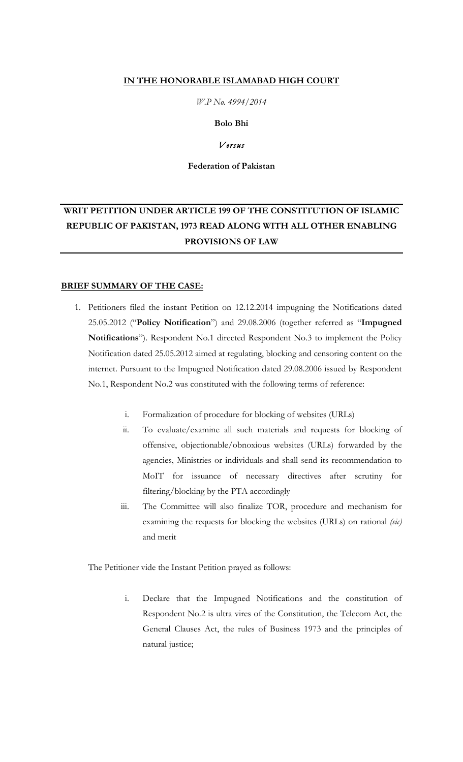**IN THE HONORABLE ISLAMABAD HIGH COURT**

*W.P No. 4994/2014*

**Bolo Bhi**

*Versus*

**Federation of Pakistan**

---

## WRIT PETITION UNDER ARTICLE 199 OF THE CONSTITUTION OF ISLAMIC REPUBLIC OF PAKISTAN, 1973 READ ALONG WITH ALL OTHER ENABLING PROVISIONS OF LAW

---

**BRIEF SUMMARY OF THE CASE:**

1. Petitioners filed the instant Petition on 12.12.2014 impugning the Notifications dated 25.05.2012 ("**Policy Notification**") and 29.08.2006 (together referred as "**Impugned Notifications**"). Respondent No.1 directed Respondent No.3 to implement the Policy Notification dated 25.05.2012 aimed at regulating, blocking and censoring content on the internet. Pursuant to the Impugned Notification dated 29.08.2006 issued by Respondent No.1, Respondent No.2 was constituted with the following terms of reference:

    i. Formalization of procedure for blocking of websites (URLs)

    ii. To evaluate/examine all such materials and requests for blocking of offensive, objectionable/obnoxious websites (URLs) forwarded by the agencies, Ministries or individuals and shall send its recommendation to MoIT for issuance of necessary directives after scrutiny for filtering/blocking by the PTA accordingly

    iii. The Committee will also finalize TOR, procedure and mechanism for examining the requests for blocking the websites (URLs) on rational *(sic)* and merit

    The Petitioner vide the Instant Petition prayed as follows:

    i. Declare that the Impugned Notifications and the constitution of Respondent No.2 is ultra vires of the Constitution, the Telecom Act, the General Clauses Act, the rules of Business 1973 and the principles of natural justice;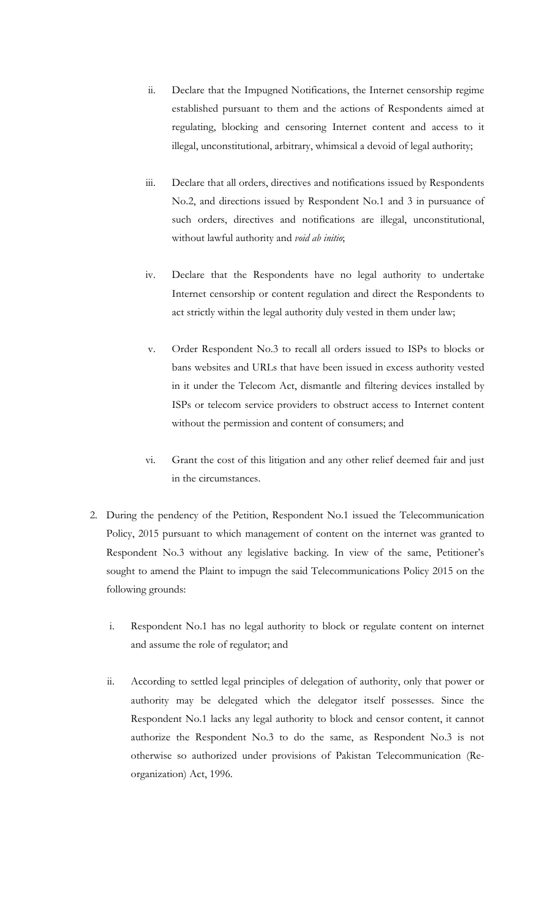ii. Declare that the Impugned Notifications, the Internet censorship regime established pursuant to them and the actions of Respondents aimed at regulating, blocking and censoring Internet content and access to it illegal, unconstitutional, arbitrary, whimsical a devoid of legal authority;

iii. Declare that all orders, directives and notifications issued by Respondents No.2, and directions issued by Respondent No.1 and 3 in pursuance of such orders, directives and notifications are illegal, unconstitutional, without lawful authority and *void ab initio*;

iv. Declare that the Respondents have no legal authority to undertake Internet censorship or content regulation and direct the Respondents to act strictly within the legal authority duly vested in them under law;

v. Order Respondent No.3 to recall all orders issued to ISPs to blocks or bans websites and URLs that have been issued in excess authority vested in it under the Telecom Act, dismantle and filtering devices installed by ISPs or telecom service providers to obstruct access to Internet content without the permission and content of consumers; and

vi. Grant the cost of this litigation and any other relief deemed fair and just in the circumstances.

2. During the pendency of the Petition, Respondent No.1 issued the Telecommunication Policy, 2015 pursuant to which management of content on the internet was granted to Respondent No.3 without any legislative backing. In view of the same, Petitioner's sought to amend the Plaint to impugn the said Telecommunications Policy 2015 on the following grounds:

   i. Respondent No.1 has no legal authority to block or regulate content on internet and assume the role of regulator; and

   ii. According to settled legal principles of delegation of authority, only that power or authority may be delegated which the delegator itself possesses. Since the Respondent No.1 lacks any legal authority to block and censor content, it cannot authorize the Respondent No.3 to do the same, as Respondent No.3 is not otherwise so authorized under provisions of Pakistan Telecommunication (Re-organization) Act, 1996.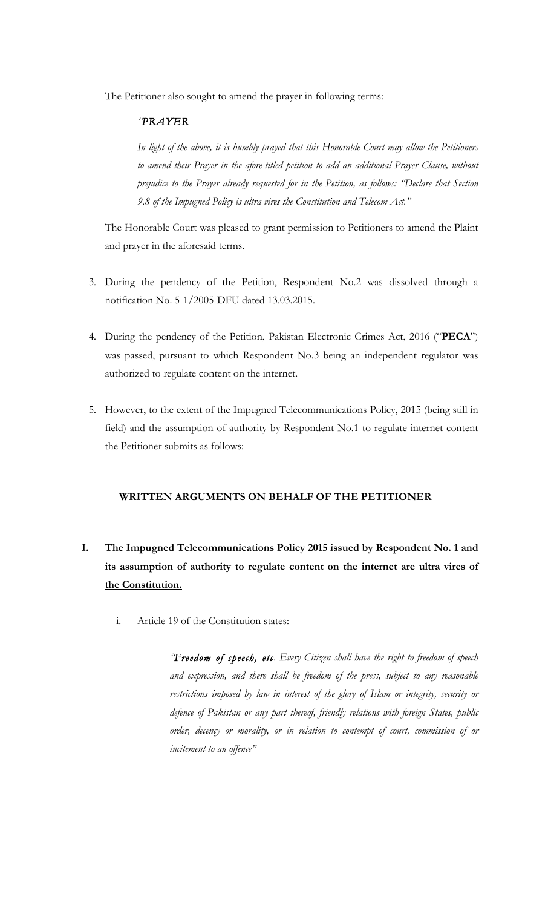The Petitioner also sought to amend the prayer in following terms:

> *"PRAYER*
>
> *In light of the above, it is humbly prayed that this Honorable Court may allow the Petitioners to amend their Prayer in the afore-titled petition to add an additional Prayer Clause, without prejudice to the Prayer already requested for in the Petition, as follows: "Declare that Section 9.8 of the Impugned Policy is ultra vires the Constitution and Telecom Act."*

The Honorable Court was pleased to grant permission to Petitioners to amend the Plaint and prayer in the aforesaid terms.

3. During the pendency of the Petition, Respondent No.2 was dissolved through a notification No. 5-1/2005-DFU dated 13.03.2015.

4. During the pendency of the Petition, Pakistan Electronic Crimes Act, 2016 ("**PECA**") was passed, pursuant to which Respondent No.3 being an independent regulator was authorized to regulate content on the internet.

5. However, to the extent of the Impugned Telecommunications Policy, 2015 (being still in field) and the assumption of authority by Respondent No.1 to regulate internet content the Petitioner submits as follows:

## WRITTEN ARGUMENTS ON BEHALF OF THE PETITIONER

### I. The Impugned Telecommunications Policy 2015 issued by Respondent No. 1 and its assumption of authority to regulate content on the internet are ultra vires of the Constitution.

i. Article 19 of the Constitution states:

> *"Freedom of speech, etc. Every Citizen shall have the right to freedom of speech and expression, and there shall be freedom of the press, subject to any reasonable restrictions imposed by law in interest of the glory of Islam or integrity, security or defence of Pakistan or any part thereof, friendly relations with foreign States, public order, decency or morality, or in relation to contempt of court, commission of or incitement to an offence"*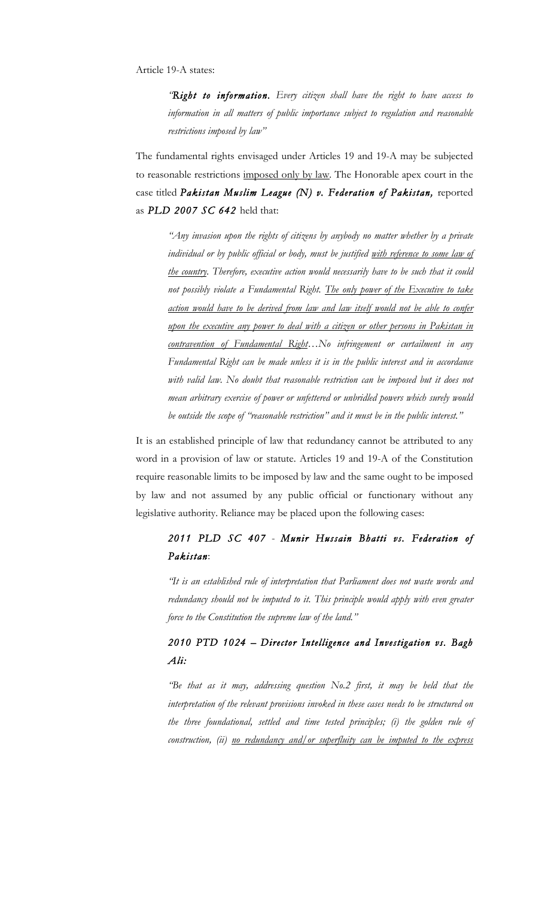Article 19-A states:

> *"**Right to information.** Every citizen shall have the right to have access to information in all matters of public importance subject to regulation and reasonable restrictions imposed by law"*

The fundamental rights envisaged under Articles 19 and 19-A may be subjected to reasonable restrictions <u>imposed only by law</u>. The Honorable apex court in the case titled ***Pakistan Muslim League (N) v. Federation of Pakistan,*** reported as ***PLD 2007 SC 642*** held that:

> *"Any invasion upon the rights of citizens by anybody no matter whether by a private individual or by public official or body, must be justified <u>with reference to some law of the country</u>. Therefore, executive action would necessarily have to be such that it could not possibly violate a Fundamental Right. <u>The only power of the Executive to take action would have to be derived from law and law itself would not be able to confer upon the executive any power to deal with a citizen or other persons in Pakistan in contravention of Fundamental Right</u>…No infringement or curtailment in any Fundamental Right can be made unless it is in the public interest and in accordance with valid law. No doubt that reasonable restriction can be imposed but it does not mean arbitrary exercise of power or unfettered or unbridled powers which surely would be outside the scope of "reasonable restriction" and it must be in the public interest."*

It is an established principle of law that redundancy cannot be attributed to any word in a provision of law or statute. Articles 19 and 19-A of the Constitution require reasonable limits to be imposed by law and the same ought to be imposed by law and not assumed by any public official or functionary without any legislative authority. Reliance may be placed upon the following cases:

> ***2011 PLD SC 407** - **Munir Hussain Bhatti vs. Federation of Pakistan**:*
>
> *"It is an established rule of interpretation that Parliament does not waste words and redundancy should not be imputed to it. This principle would apply with even greater force to the Constitution the supreme law of the land."*
>
> ***2010 PTD 1024 – Director Intelligence and Investigation vs. Bagh Ali:***
>
> *"Be that as it may, addressing question No.2 first, it may be held that the interpretation of the relevant provisions invoked in these cases needs to be structured on the three foundational, settled and time tested principles; (i) the golden rule of construction, (ii) <u>no redundancy and/or superfluity can be imputed to the express</u>*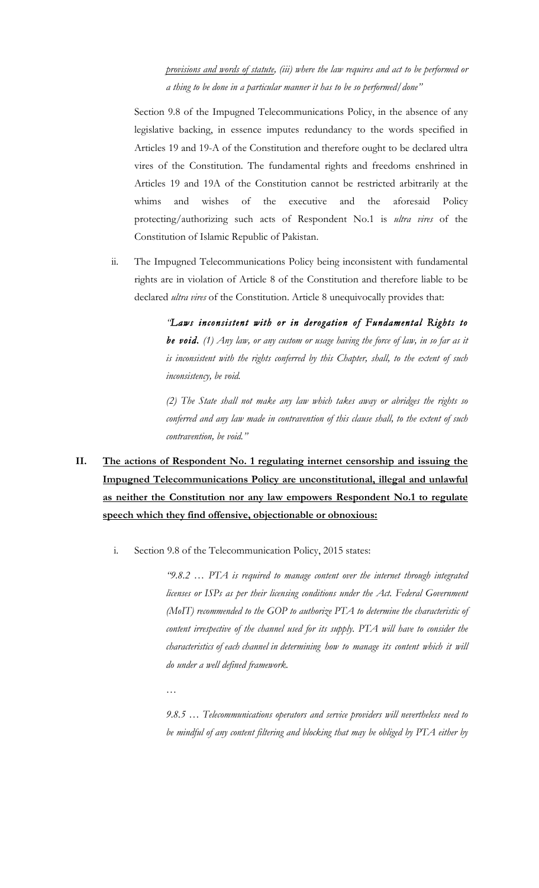*<u>provisions and words of statute</u>, (iii) where the law requires and act to be performed or a thing to be done in a particular manner it has to be so performed/done"*

Section 9.8 of the Impugned Telecommunications Policy, in the absence of any legislative backing, in essence imputes redundancy to the words specified in Articles 19 and 19-A of the Constitution and therefore ought to be declared ultra vires of the Constitution. The fundamental rights and freedoms enshrined in Articles 19 and 19A of the Constitution cannot be restricted arbitrarily at the whims and wishes of the executive and the aforesaid Policy protecting/authorizing such acts of Respondent No.1 is *ultra vires* of the Constitution of Islamic Republic of Pakistan.

ii. The Impugned Telecommunications Policy being inconsistent with fundamental rights are in violation of Article 8 of the Constitution and therefore liable to be declared *ultra vires* of the Constitution. Article 8 unequivocally provides that:

> *"**Laws inconsistent with or in derogation of Fundamental Rights to be void.** (1) Any law, or any custom or usage having the force of law, in so far as it is inconsistent with the rights conferred by this Chapter, shall, to the extent of such inconsistency, be void.*
>
> *(2) The State shall not make any law which takes away or abridges the rights so conferred and any law made in contravention of this clause shall, to the extent of such contravention, be void."*

**II. <u>The actions of Respondent No. 1 regulating internet censorship and issuing the Impugned Telecommunications Policy are unconstitutional, illegal and unlawful as neither the Constitution nor any law empowers Respondent No.1 to regulate speech which they find offensive, objectionable or obnoxious:</u>**

i. Section 9.8 of the Telecommunication Policy, 2015 states:

> *"9.8.2 … PTA is required to manage content over the internet through integrated licenses or ISPs as per their licensing conditions under the Act. Federal Government (MoIT) recommended to the GOP to authorize PTA to determine the characteristic of content irrespective of the channel used for its supply. PTA will have to consider the characteristics of each channel in determining how to manage its content which it will do under a well defined framework.*
>
> …
>
> *9.8.5 … Telecommunications operators and service providers will nevertheless need to be mindful of any content filtering and blocking that may be obliged by PTA either by*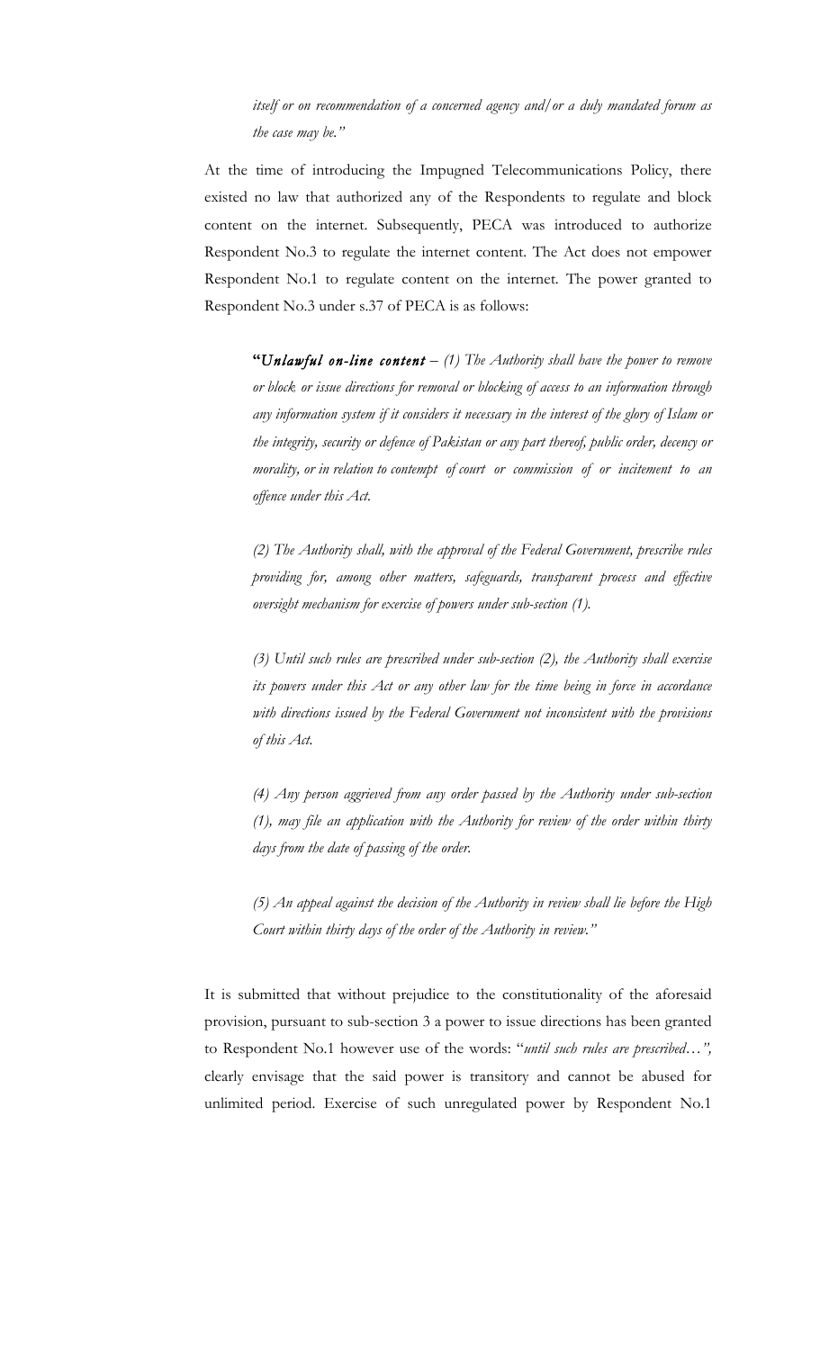> *itself or on recommendation of a concerned agency and/or a duly mandated forum as the case may be."*

At the time of introducing the Impugned Telecommunications Policy, there existed no law that authorized any of the Respondents to regulate and block content on the internet. Subsequently, PECA was introduced to authorize Respondent No.3 to regulate the internet content. The Act does not empower Respondent No.1 to regulate content on the internet. The power granted to Respondent No.3 under s.37 of PECA is as follows:

> **"*Unlawful on-line content*** *– (1) The Authority shall have the power to remove or block or issue directions for removal or blocking of access to an information through any information system if it considers it necessary in the interest of the glory of Islam or the integrity, security or defence of Pakistan or any part thereof, public order, decency or morality, or in relation to contempt of court or commission of or incitement to an offence under this Act.*
>
> *(2) The Authority shall, with the approval of the Federal Government, prescribe rules providing for, among other matters, safeguards, transparent process and effective oversight mechanism for exercise of powers under sub-section (1).*
>
> *(3) Until such rules are prescribed under sub-section (2), the Authority shall exercise its powers under this Act or any other law for the time being in force in accordance with directions issued by the Federal Government not inconsistent with the provisions of this Act.*
>
> *(4) Any person aggrieved from any order passed by the Authority under sub-section (1), may file an application with the Authority for review of the order within thirty days from the date of passing of the order.*
>
> *(5) An appeal against the decision of the Authority in review shall lie before the High Court within thirty days of the order of the Authority in review."*

It is submitted that without prejudice to the constitutionality of the aforesaid provision, pursuant to sub-section 3 a power to issue directions has been granted to Respondent No.1 however use of the words: "*until such rules are prescribed…",* clearly envisage that the said power is transitory and cannot be abused for unlimited period. Exercise of such unregulated power by Respondent No.1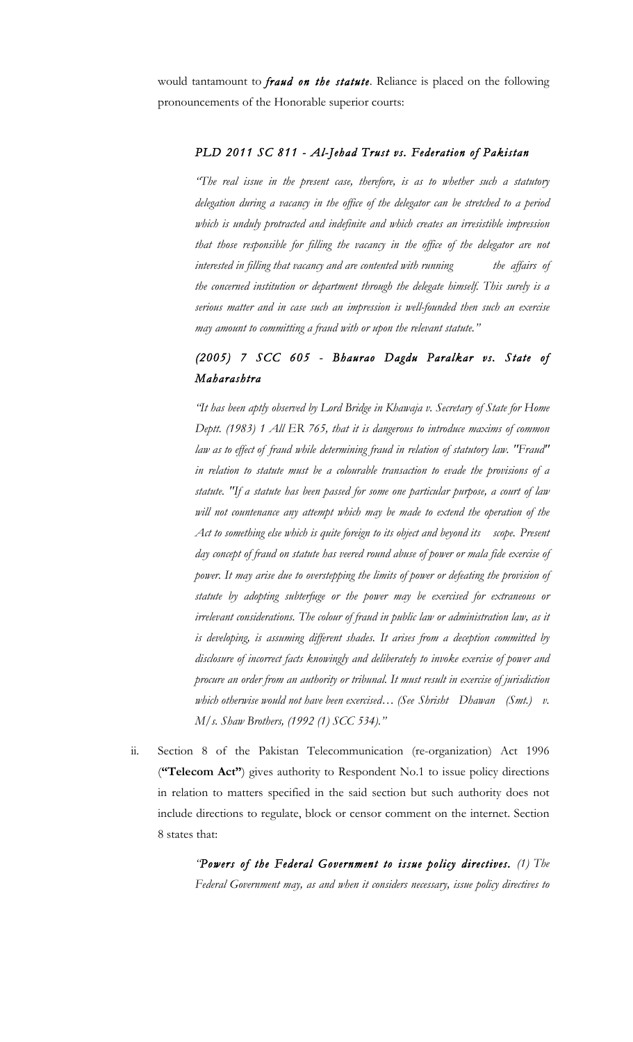would tantamount to ***fraud on the statute***. Reliance is placed on the following pronouncements of the Honorable superior courts:

> ***PLD 2011 SC 811 - Al-Jehad Trust vs. Federation of Pakistan***
>
> *"The real issue in the present case, therefore, is as to whether such a statutory delegation during a vacancy in the office of the delegator can be stretched to a period which is unduly protracted and indefinite and which creates an irresistible impression that those responsible for filling the vacancy in the office of the delegator are not interested in filling that vacancy and are contented with running the affairs of the concerned institution or department through the delegate himself. This surely is a serious matter and in case such an impression is well-founded then such an exercise may amount to committing a fraud with or upon the relevant statute."*
>
> ***(2005) 7 SCC 605 - Bhaurao Dagdu Paralkar vs. State of Maharashtra***
>
> *"It has been aptly observed by Lord Bridge in Khawaja v. Secretary of State for Home Deptt. (1983) 1 All ER 765, that it is dangerous to introduce maxims of common law as to effect of fraud while determining fraud in relation of statutory law. "Fraud" in relation to statute must be a colourable transaction to evade the provisions of a statute. "If a statute has been passed for some one particular purpose, a court of law will not countenance any attempt which may be made to extend the operation of the Act to something else which is quite foreign to its object and beyond its scope. Present day concept of fraud on statute has veered round abuse of power or mala fide exercise of power. It may arise due to overstepping the limits of power or defeating the provision of statute by adopting subterfuge or the power may be exercised for extraneous or irrelevant considerations. The colour of fraud in public law or administration law, as it is developing, is assuming different shades. It arises from a deception committed by disclosure of incorrect facts knowingly and deliberately to invoke exercise of power and procure an order from an authority or tribunal. It must result in exercise of jurisdiction which otherwise would not have been exercised… (See Shrisht Dhawan (Smt.) v. M/s. Shaw Brothers, (1992 (1) SCC 534)."*

ii. Section 8 of the Pakistan Telecommunication (re-organization) Act 1996 (**"Telecom Act"**) gives authority to Respondent No.1 to issue policy directions in relation to matters specified in the said section but such authority does not include directions to regulate, block or censor comment on the internet. Section 8 states that:

> *"**Powers of the Federal Government to issue policy directives.** (1) The Federal Government may, as and when it considers necessary, issue policy directives to*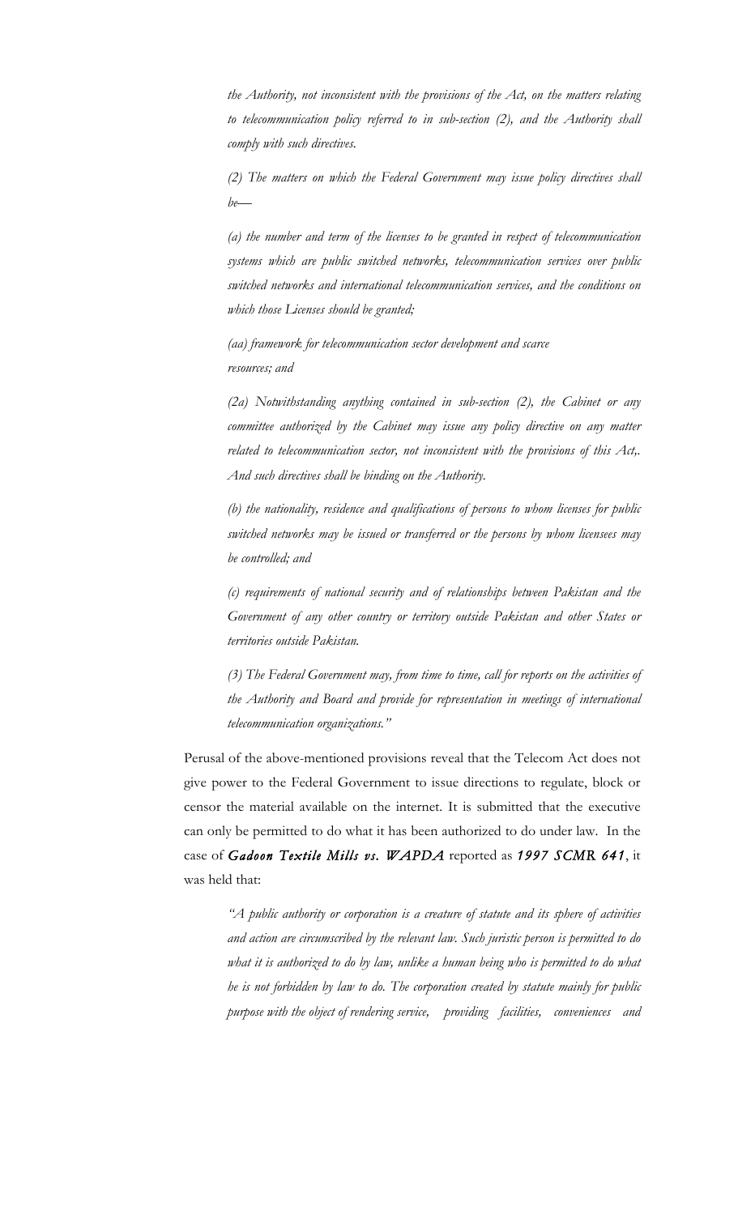*the Authority, not inconsistent with the provisions of the Act, on the matters relating to telecommunication policy referred to in sub-section (2), and the Authority shall comply with such directives.*

> *(2) The matters on which the Federal Government may issue policy directives shall be—*
>
> *(a) the number and term of the licenses to be granted in respect of telecommunication systems which are public switched networks, telecommunication services over public switched networks and international telecommunication services, and the conditions on which those Licenses should be granted;*
>
> *(aa) framework for telecommunication sector development and scarce resources; and*
>
> *(2a) Notwithstanding anything contained in sub-section (2), the Cabinet or any committee authorized by the Cabinet may issue any policy directive on any matter related to telecommunication sector, not inconsistent with the provisions of this Act,. And such directives shall be binding on the Authority.*
>
> *(b) the nationality, residence and qualifications of persons to whom licenses for public switched networks may be issued or transferred or the persons by whom licensees may be controlled; and*
>
> *(c) requirements of national security and of relationships between Pakistan and the Government of any other country or territory outside Pakistan and other States or territories outside Pakistan.*
>
> *(3) The Federal Government may, from time to time, call for reports on the activities of the Authority and Board and provide for representation in meetings of international telecommunication organizations."*

Perusal of the above-mentioned provisions reveal that the Telecom Act does not give power to the Federal Government to issue directions to regulate, block or censor the material available on the internet. It is submitted that the executive can only be permitted to do what it has been authorized to do under law. In the case of ***Gadoon Textile Mills vs. WAPDA*** reported as ***1997 SCMR 641***, it was held that:

> *"A public authority or corporation is a creature of statute and its sphere of activities and action are circumscribed by the relevant law. Such juristic person is permitted to do what it is authorized to do by law, unlike a human being who is permitted to do what he is not forbidden by law to do. The corporation created by statute mainly for public purpose with the object of rendering service, providing facilities, conveniences and*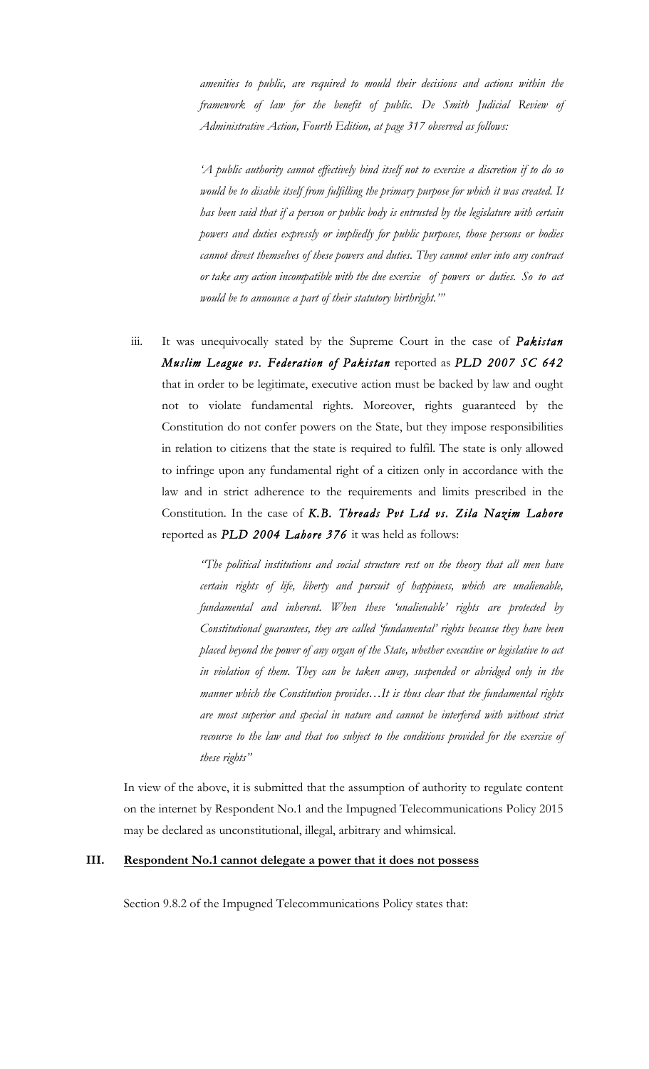*amenities to public, are required to mould their decisions and actions within the framework of law for the benefit of public. De Smith Judicial Review of Administrative Action, Fourth Edition, at page 317 observed as follows:*

> *'A public authority cannot effectively bind itself not to exercise a discretion if to do so would be to disable itself from fulfilling the primary purpose for which it was created. It has been said that if a person or public body is entrusted by the legislature with certain powers and duties expressly or impliedly for public purposes, those persons or bodies cannot divest themselves of these powers and duties. They cannot enter into any contract or take any action incompatible with the due exercise of powers or duties. So to act would be to announce a part of their statutory birthright.'"*

iii. It was unequivocally stated by the Supreme Court in the case of ***Pakistan Muslim League vs. Federation of Pakistan*** reported as ***PLD 2007 SC 642*** that in order to be legitimate, executive action must be backed by law and ought not to violate fundamental rights. Moreover, rights guaranteed by the Constitution do not confer powers on the State, but they impose responsibilities in relation to citizens that the state is required to fulfil. The state is only allowed to infringe upon any fundamental right of a citizen only in accordance with the law and in strict adherence to the requirements and limits prescribed in the Constitution. In the case of ***K.B. Threads Pvt Ltd vs. Zila Nazim Lahore*** reported as ***PLD 2004 Lahore 376*** it was held as follows:

> *"The political institutions and social structure rest on the theory that all men have certain rights of life, liberty and pursuit of happiness, which are unalienable, fundamental and inherent. When these 'unalienable' rights are protected by Constitutional guarantees, they are called 'fundamental' rights because they have been placed beyond the power of any organ of the State, whether executive or legislative to act in violation of them. They can be taken away, suspended or abridged only in the manner which the Constitution provides…It is thus clear that the fundamental rights are most superior and special in nature and cannot be interfered with without strict recourse to the law and that too subject to the conditions provided for the exercise of these rights"*

In view of the above, it is submitted that the assumption of authority to regulate content on the internet by Respondent No.1 and the Impugned Telecommunications Policy 2015 may be declared as unconstitutional, illegal, arbitrary and whimsical.

### III. Respondent No.1 cannot delegate a power that it does not possess

Section 9.8.2 of the Impugned Telecommunications Policy states that: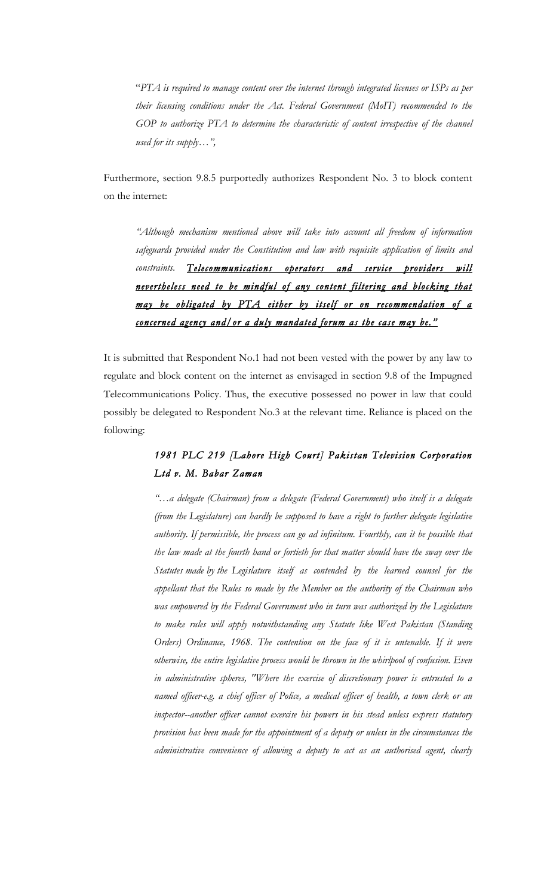> "*PTA is required to manage content over the internet through integrated licenses or ISPs as per their licensing conditions under the Act. Federal Government (MoIT) recommended to the GOP to authorize PTA to determine the characteristic of content irrespective of the channel used for its supply…*",

Furthermore, section 9.8.5 purportedly authorizes Respondent No. 3 to block content on the internet:

> *"Although mechanism mentioned above will take into account all freedom of information safeguards provided under the Constitution and law with requisite application of limits and constraints.* ***Telecommunications operators and service providers will nevertheless need to be mindful of any content filtering and blocking that may be obligated by PTA either by itself or on recommendation of a concerned agency and/or a duly mandated forum as the case may be."***

It is submitted that Respondent No.1 had not been vested with the power by any law to regulate and block content on the internet as envisaged in section 9.8 of the Impugned Telecommunications Policy. Thus, the executive possessed no power in law that could possibly be delegated to Respondent No.3 at the relevant time. Reliance is placed on the following:

> ***1981 PLC 219 [Lahore High Court] Pakistan Television Corporation Ltd v. M. Babar Zaman***
>
> *"…a delegate (Chairman) from a delegate (Federal Government) who itself is a delegate (from the Legislature) can hardly be supposed to have a right to further delegate legislative authority. If permissible, the process can go ad infinitum. Fourthly, can it be possible that the law made at the fourth hand or fortieth for that matter should have the sway over the Statutes made by the Legislature itself as contended by the learned counsel for the appellant that the Rules so made by the Member on the authority of the Chairman who was empowered by the Federal Government who in turn was authorized by the Legislature to make rules will apply notwithstanding any Statute like West Pakistan (Standing Orders) Ordinance, 1968. The contention on the face of it is untenable. If it were otherwise, the entire legislative process would be thrown in the whirlpool of confusion. Even in administrative spheres, "Where the exercise of discretionary power is entrusted to a named officer-e.g. a chief officer of Police, a medical officer of health, a town clerk or an inspector--another officer cannot exercise his powers in his stead unless express statutory provision has been made for the appointment of a deputy or unless in the circumstances the administrative convenience of allowing a deputy to act as an authorised agent, clearly*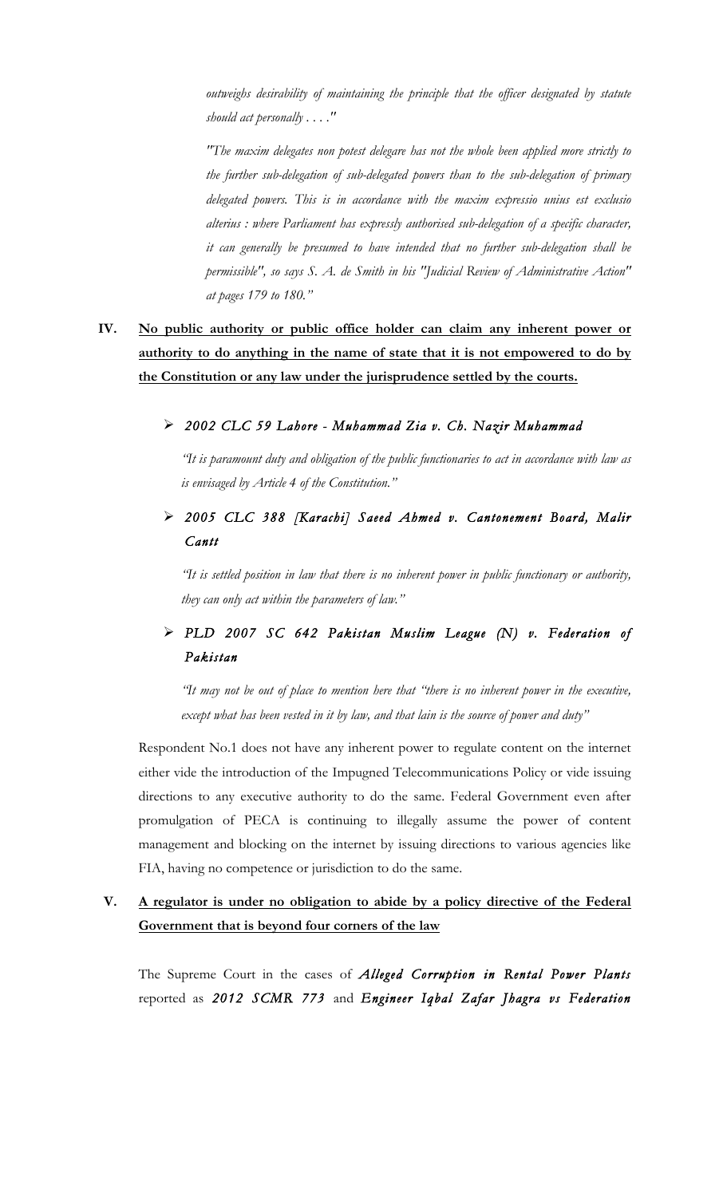*outweighs desirability of maintaining the principle that the officer designated by statute should act personally . . . ."*

*"The maxim delegates non potest delegare has not the whole been applied more strictly to the further sub-delegation of sub-delegated powers than to the sub-delegation of primary delegated powers. This is in accordance with the maxim expressio unius est exclusio alterius : where Parliament has expressly authorised sub-delegation of a specific character, it can generally be presumed to have intended that no further sub-delegation shall be permissible", so says S. A. de Smith in his "Judicial Review of Administrative Action" at pages 179 to 180."*

**IV. <u>No public authority or public office holder can claim any inherent power or authority to do anything in the name of state that it is not empowered to do by the Constitution or any law under the jurisprudence settled by the courts.</u>**

- ***2002 CLC 59 Lahore - Muhammad Zia v. Ch. Nazir Muhammad***

  *"It is paramount duty and obligation of the public functionaries to act in accordance with law as is envisaged by Article 4 of the Constitution."*

- ***2005 CLC 388 [Karachi] Saeed Ahmed v. Cantonement Board, Malir Cantt***

  *"It is settled position in law that there is no inherent power in public functionary or authority, they can only act within the parameters of law."*

- ***PLD 2007 SC 642 Pakistan Muslim League (N) v. Federation of Pakistan***

  *"It may not be out of place to mention here that "there is no inherent power in the executive, except what has been vested in it by law, and that lain is the source of power and duty"*

Respondent No.1 does not have any inherent power to regulate content on the internet either vide the introduction of the Impugned Telecommunications Policy or vide issuing directions to any executive authority to do the same. Federal Government even after promulgation of PECA is continuing to illegally assume the power of content management and blocking on the internet by issuing directions to various agencies like FIA, having no competence or jurisdiction to do the same.

**V. <u>A regulator is under no obligation to abide by a policy directive of the Federal Government that is beyond four corners of the law</u>**

The Supreme Court in the cases of ***Alleged Corruption in Rental Power Plants*** reported as ***2012 SCMR 773*** and ***Engineer Iqbal Zafar Jhagra vs Federation***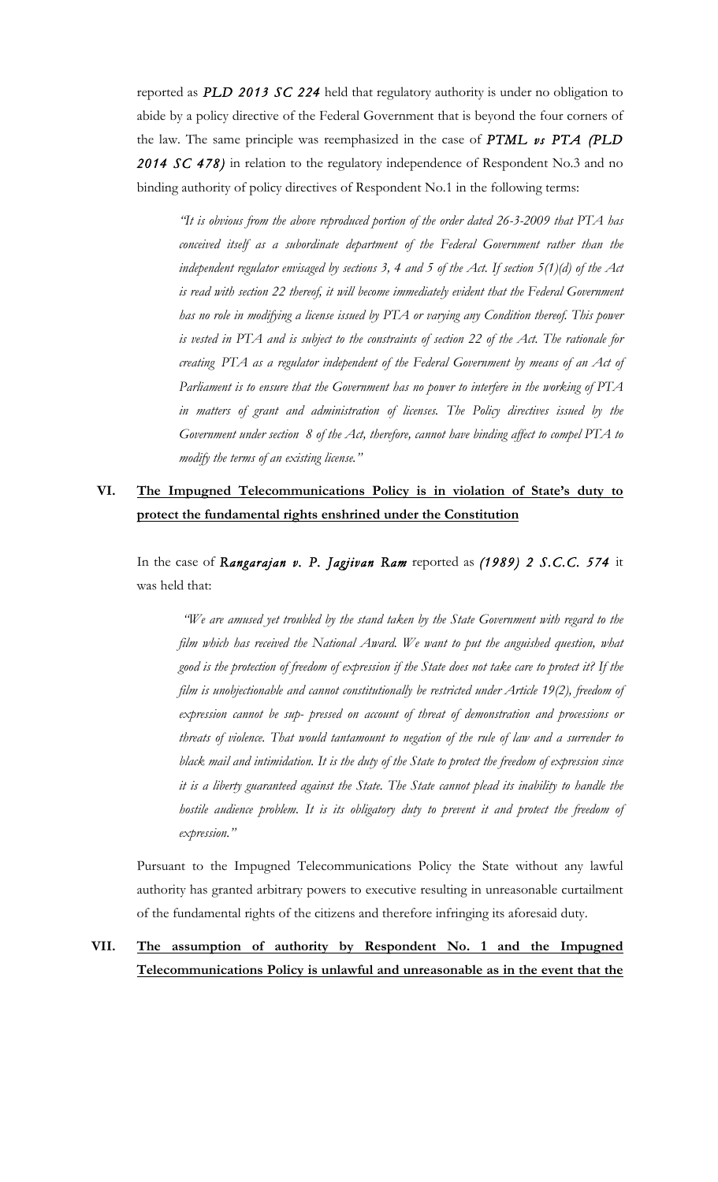reported as ***PLD 2013 SC 224*** held that regulatory authority is under no obligation to abide by a policy directive of the Federal Government that is beyond the four corners of the law. The same principle was reemphasized in the case of ***PTML vs PTA (PLD 2014 SC 478)*** in relation to the regulatory independence of Respondent No.3 and no binding authority of policy directives of Respondent No.1 in the following terms:

> *"It is obvious from the above reproduced portion of the order dated 26-3-2009 that PTA has conceived itself as a subordinate department of the Federal Government rather than the independent regulator envisaged by sections 3, 4 and 5 of the Act. If section 5(1)(d) of the Act is read with section 22 thereof, it will become immediately evident that the Federal Government has no role in modifying a license issued by PTA or varying any Condition thereof. This power is vested in PTA and is subject to the constraints of section 22 of the Act. The rationale for creating PTA as a regulator independent of the Federal Government by means of an Act of Parliament is to ensure that the Government has no power to interfere in the working of PTA in matters of grant and administration of licenses. The Policy directives issued by the Government under section 8 of the Act, therefore, cannot have binding affect to compel PTA to modify the terms of an existing license."*

## VI. <u>The Impugned Telecommunications Policy is in violation of State's duty to protect the fundamental rights enshrined under the Constitution</u>

In the case of ***Rangarajan v. P. Jagjivan Ram*** reported as ***(1989) 2 S.C.C. 574*** it was held that:

> *"We are amused yet troubled by the stand taken by the State Government with regard to the film which has received the National Award. We want to put the anguished question, what good is the protection of freedom of expression if the State does not take care to protect it? If the film is unobjectionable and cannot constitutionally be restricted under Article 19(2), freedom of expression cannot be sup- pressed on account of threat of demonstration and processions or threats of violence. That would tantamount to negation of the rule of law and a surrender to black mail and intimidation. It is the duty of the State to protect the freedom of expression since it is a liberty guaranteed against the State. The State cannot plead its inability to handle the hostile audience problem. It is its obligatory duty to prevent it and protect the freedom of expression."*

Pursuant to the Impugned Telecommunications Policy the State without any lawful authority has granted arbitrary powers to executive resulting in unreasonable curtailment of the fundamental rights of the citizens and therefore infringing its aforesaid duty.

## VII. <u>The assumption of authority by Respondent No. 1 and the Impugned Telecommunications Policy is unlawful and unreasonable as in the event that the</u>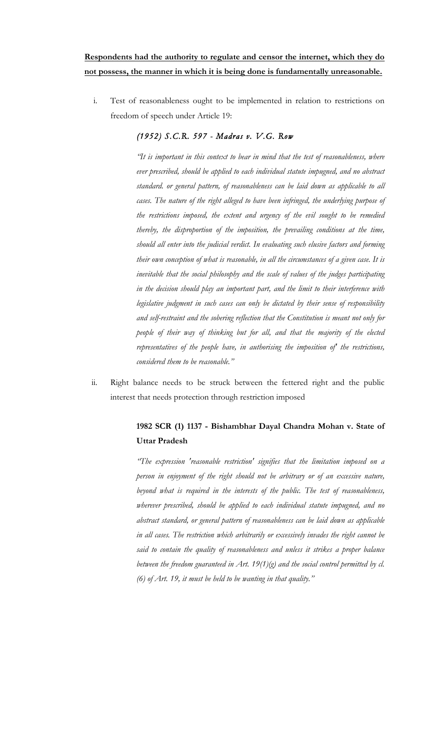**Respondents had the authority to regulate and censor the internet, which they do not possess, the manner in which it is being done is fundamentally unreasonable.**

i. Test of reasonableness ought to be implemented in relation to restrictions on freedom of speech under Article 19:

*(1952) S.C.R. 597 - Madras v. V.G. Row*

*"It is important in this context to bear in mind that the test of reasonableness, where ever prescribed, should be applied to each individual statute impugned, and no abstract standard. or general pattern, of reasonableness can be laid down as applicable to all cases. The nature of the right alleged to have been infringed, the underlying purpose of the restrictions imposed, the extent and urgency of the evil sought to be remedied thereby, the disproportion of the imposition, the prevailing conditions at the time, should all enter into the judicial verdict. In evaluating such elusive factors and forming their own conception of what is reasonable, in all the circumstances of a given case. It is inevitable that the social philosophy and the scale of values of the judges participating in the decision should play an important part, and the limit to their interference with legislative judgment in such cases can only be dictated by their sense of responsibility and self-restraint and the sobering reflection that the Constitution is meant not only for people of their way of thinking but for all, and that the majority of the elected representatives of the people have, in authorising the imposition of' the restrictions, considered them to be reasonable."*

ii. Right balance needs to be struck between the fettered right and the public interest that needs protection through restriction imposed

**1982 SCR (1) 1137 - Bishambhar Dayal Chandra Mohan v. State of Uttar Pradesh**

*"The expression 'reasonable restriction' signifies that the limitation imposed on a person in enjoyment of the right should not be arbitrary or of an excessive nature, beyond what is required in the interests of the public. The test of reasonableness, wherever prescribed, should be applied to each individual statute impugned, and no abstract standard, or general pattern of reasonableness can be laid down as applicable in all cases. The restriction which arbitrarily or excessively invades the right cannot be said to contain the quality of reasonableness and unless it strikes a proper balance between the freedom guaranteed in Art. 19(1)(g) and the social control permitted by cl. (6) of Art. 19, it must be held to be wanting in that quality."*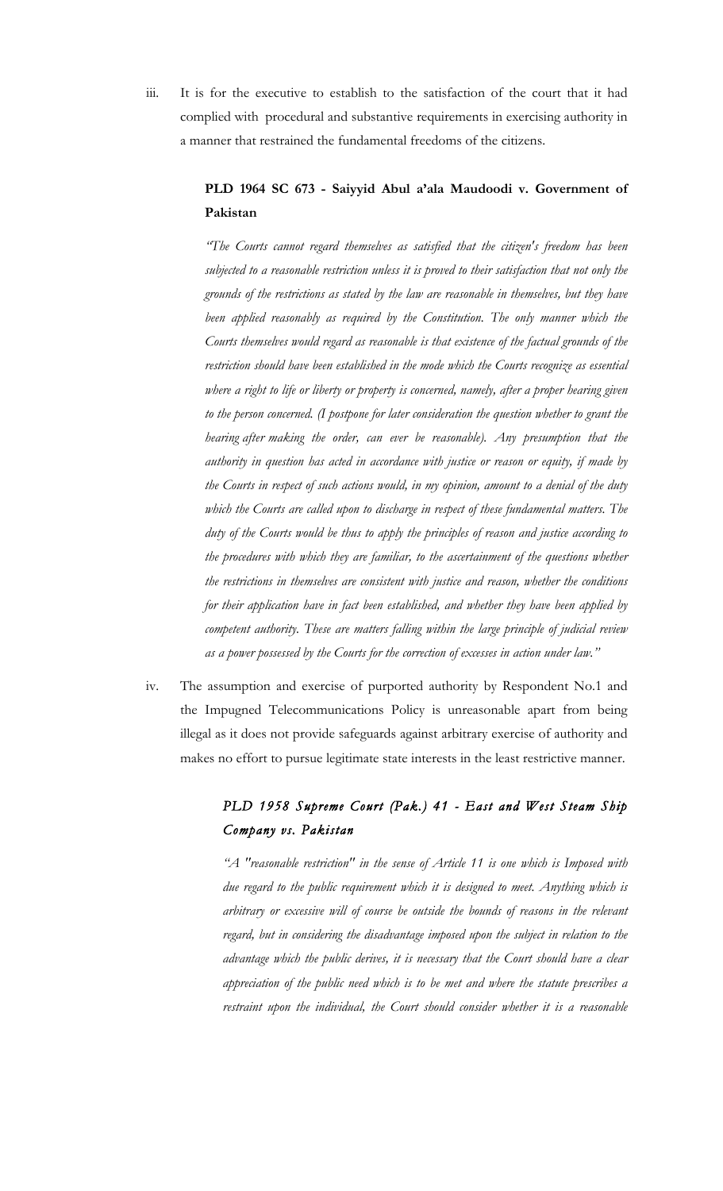iii. It is for the executive to establish to the satisfaction of the court that it had complied with procedural and substantive requirements in exercising authority in a manner that restrained the fundamental freedoms of the citizens.

**PLD 1964 SC 673 - Saiyyid Abul a'ala Maudoodi v. Government of Pakistan**

*"The Courts cannot regard themselves as satisfied that the citizen's freedom has been subjected to a reasonable restriction unless it is proved to their satisfaction that not only the grounds of the restrictions as stated by the law are reasonable in themselves, but they have been applied reasonably as required by the Constitution. The only manner which the Courts themselves would regard as reasonable is that existence of the factual grounds of the restriction should have been established in the mode which the Courts recognize as essential where a right to life or liberty or property is concerned, namely, after a proper hearing given to the person concerned. (I postpone for later consideration the question whether to grant the hearing after making the order, can ever be reasonable). Any presumption that the authority in question has acted in accordance with justice or reason or equity, if made by the Courts in respect of such actions would, in my opinion, amount to a denial of the duty which the Courts are called upon to discharge in respect of these fundamental matters. The duty of the Courts would be thus to apply the principles of reason and justice according to the procedures with which they are familiar, to the ascertainment of the questions whether the restrictions in themselves are consistent with justice and reason, whether the conditions for their application have in fact been established, and whether they have been applied by competent authority. These are matters falling within the large principle of judicial review as a power possessed by the Courts for the correction of excesses in action under law."*

iv. The assumption and exercise of purported authority by Respondent No.1 and the Impugned Telecommunications Policy is unreasonable apart from being illegal as it does not provide safeguards against arbitrary exercise of authority and makes no effort to pursue legitimate state interests in the least restrictive manner.

***PLD 1958 Supreme Court (Pak.) 41 - East and West Steam Ship Company vs. Pakistan***

*"A "reasonable restriction" in the sense of Article 11 is one which is Imposed with due regard to the public requirement which it is designed to meet. Anything which is arbitrary or excessive will of course be outside the bounds of reasons in the relevant regard, but in considering the disadvantage imposed upon the subject in relation to the advantage which the public derives, it is necessary that the Court should have a clear appreciation of the public need which is to be met and where the statute prescribes a restraint upon the individual, the Court should consider whether it is a reasonable*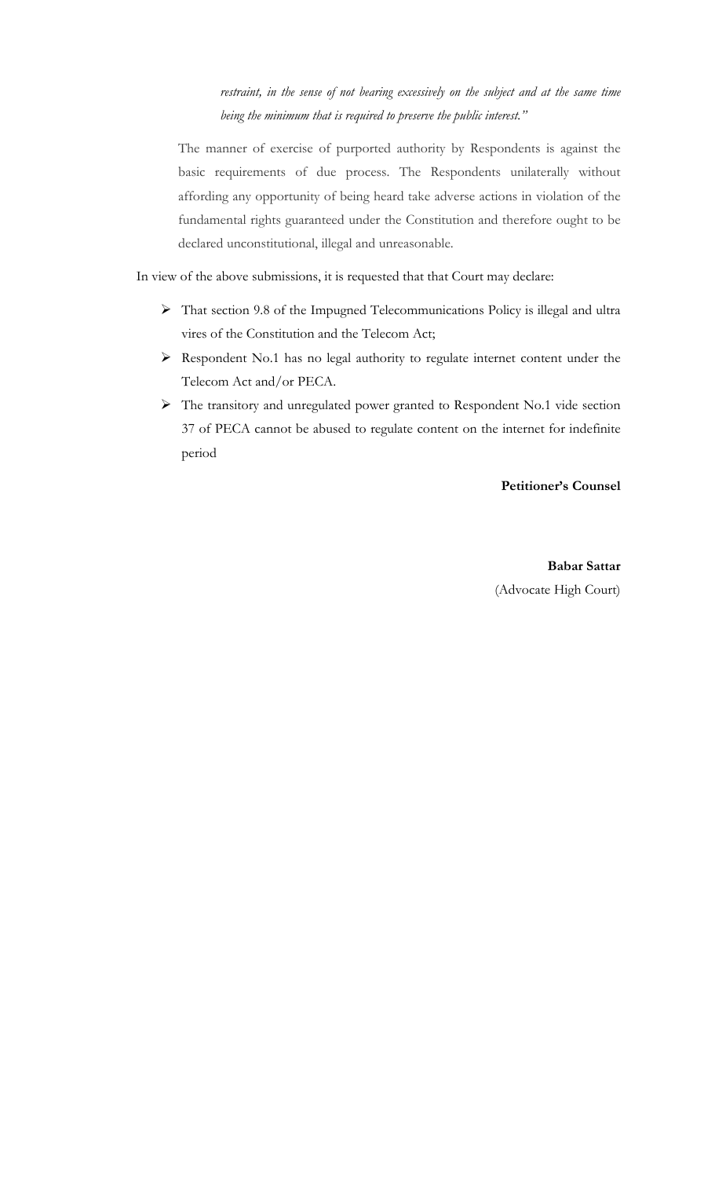> *restraint, in the sense of not bearing excessively on the subject and at the same time being the minimum that is required to preserve the public interest."*

The manner of exercise of purported authority by Respondents is against the basic requirements of due process. The Respondents unilaterally without affording any opportunity of being heard take adverse actions in violation of the fundamental rights guaranteed under the Constitution and therefore ought to be declared unconstitutional, illegal and unreasonable.

In view of the above submissions, it is requested that that Court may declare:

- That section 9.8 of the Impugned Telecommunications Policy is illegal and ultra vires of the Constitution and the Telecom Act;
- Respondent No.1 has no legal authority to regulate internet content under the Telecom Act and/or PECA.
- The transitory and unregulated power granted to Respondent No.1 vide section 37 of PECA cannot be abused to regulate content on the internet for indefinite period

**Petitioner's Counsel**

**Babar Sattar**
(Advocate High Court)